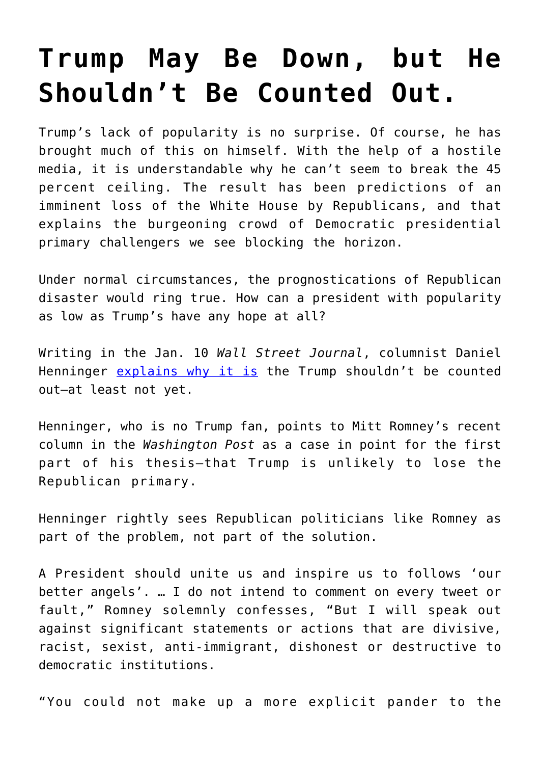# Trump May Be Down, but He Shouldn't Be Counted Out.

Trump's lack of popularity is no surprise. Of course, he has brought much of this on himself. With the help of a hostile media, it is understandable why he can't seem to break the 45 percent ceiling. The result has been predictions of an imminent loss of the White House by Republicans, and that explains the burgeoning crowd of Democratic presidential primary challengers we see blocking the horizon.

Under normal circumstances, the prognostications of Republican disaster would ring true. How can a president with popularity as low as Trump's have any hope at all?

Writing in the Jan. 10 *Wall Street Journal*, columnist Daniel Henninger [explains why it is](explains why it is) the Trump shouldn't be counted out—at least not yet.

Henninger, who is no Trump fan, points to Mitt Romney's recent column in the *Washington Post* as a case in point for the first part of his thesis—that Trump is unlikely to lose the Republican primary.

Henninger rightly sees Republican politicians like Romney as part of the problem, not part of the solution.

A President should unite us and inspire us to follows 'our better angels'. … I do not intend to comment on every tweet or fault," Romney solemnly confesses, "But I will speak out against significant statements or actions that are divisive, racist, sexist, anti-immigrant, dishonest or destructive to democratic institutions.

"You could not make up a more explicit pander to the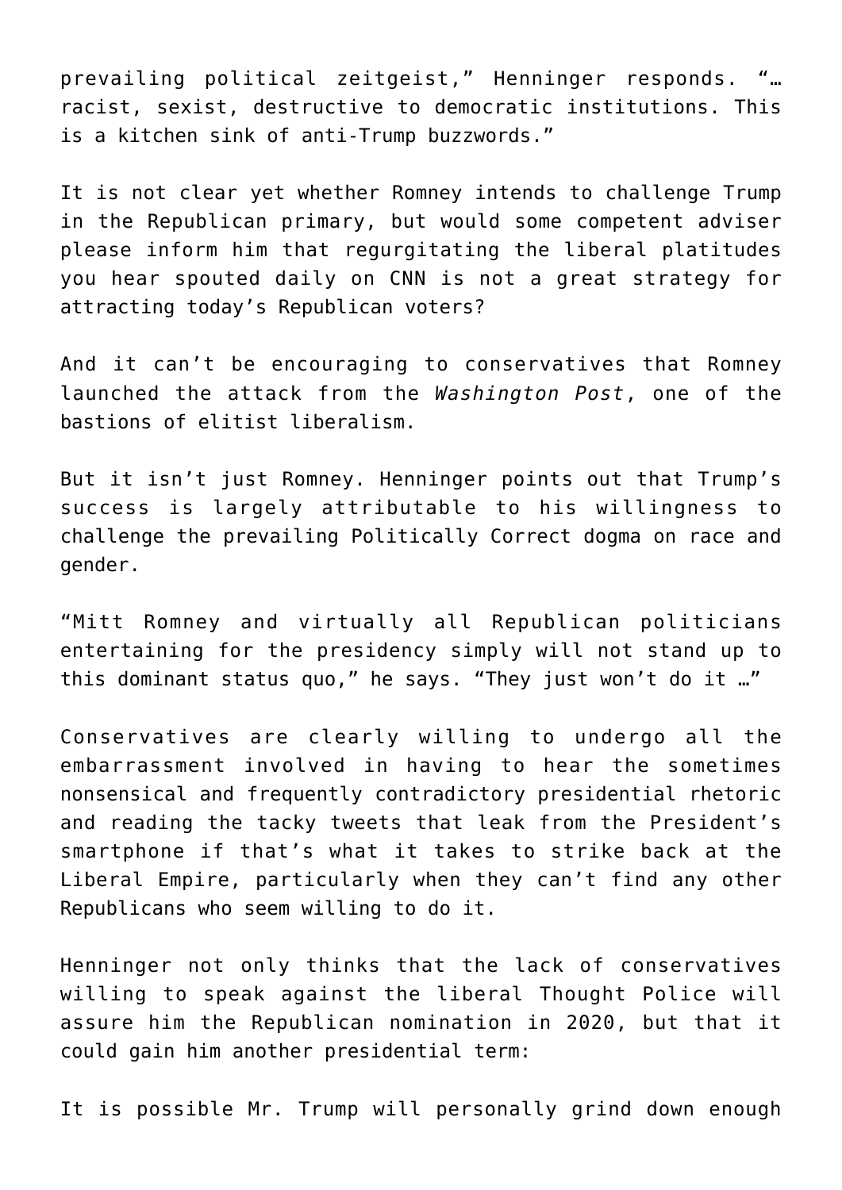prevailing political zeitgeist," Henninger responds. "… racist, sexist, destructive to democratic institutions. This is a kitchen sink of anti-Trump buzzwords."

It is not clear yet whether Romney intends to challenge Trump in the Republican primary, but would some competent adviser please inform him that regurgitating the liberal platitudes you hear spouted daily on CNN is not a great strategy for attracting today's Republican voters?

And it can't be encouraging to conservatives that Romney launched the attack from the *Washington Post*, one of the bastions of elitist liberalism.

But it isn't just Romney. Henninger points out that Trump's success is largely attributable to his willingness to challenge the prevailing Politically Correct dogma on race and gender.

"Mitt Romney and virtually all Republican politicians entertaining for the presidency simply will not stand up to this dominant status quo," he says. "They just won't do it …"

Conservatives are clearly willing to undergo all the embarrassment involved in having to hear the sometimes nonsensical and frequently contradictory presidential rhetoric and reading the tacky tweets that leak from the President's smartphone if that's what it takes to strike back at the Liberal Empire, particularly when they can't find any other Republicans who seem willing to do it.

Henninger not only thinks that the lack of conservatives willing to speak against the liberal Thought Police will assure him the Republican nomination in 2020, but that it could gain him another presidential term:

It is possible Mr. Trump will personally grind down enough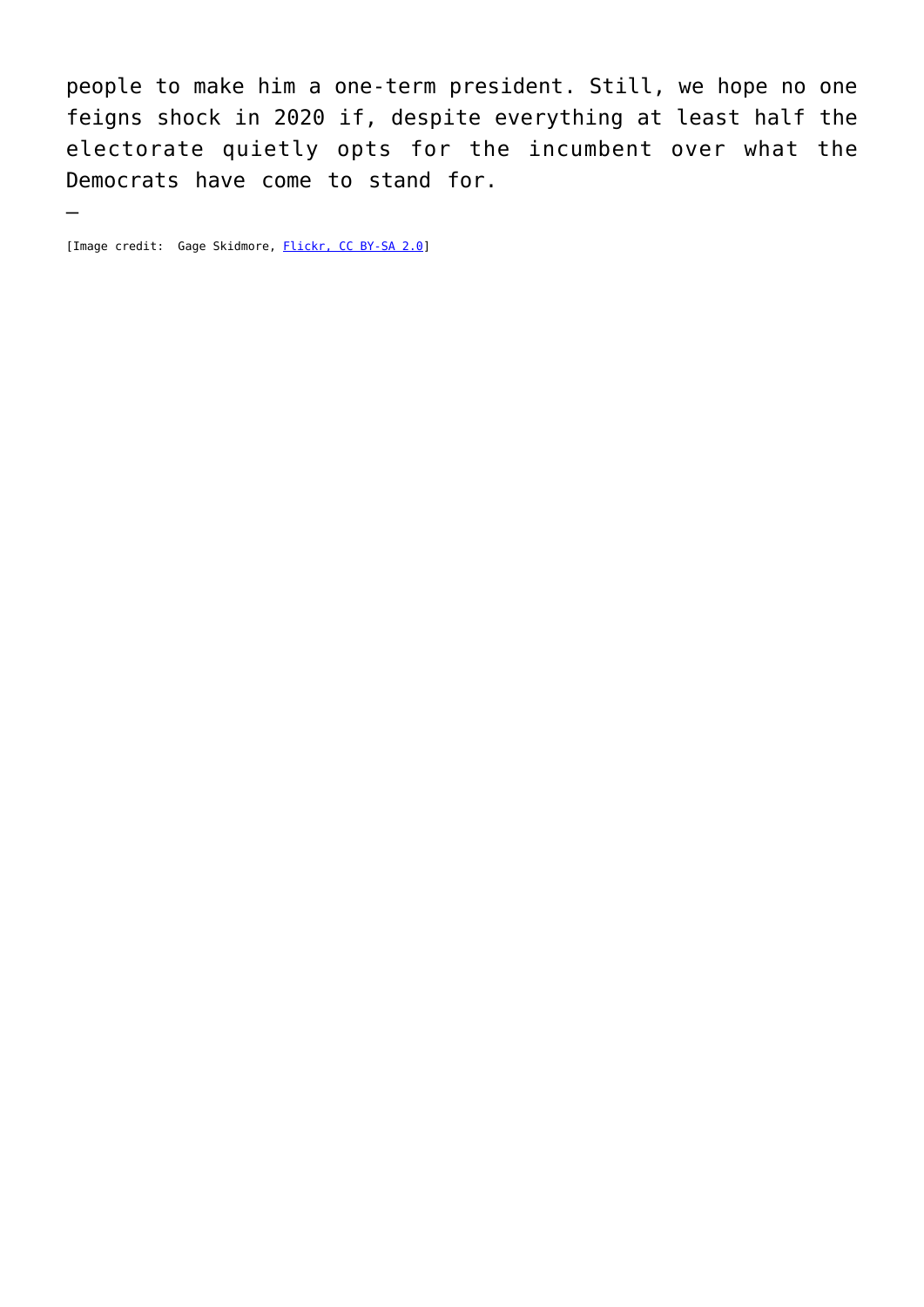people to make him a one-term president. Still, we hope no one feigns shock in 2020 if, despite everything at least half the electorate quietly opts for the incumbent over what the Democrats have come to stand for.

—

[Image credit: Gage Skidmore, Flickr, CC BY-SA 2.0]